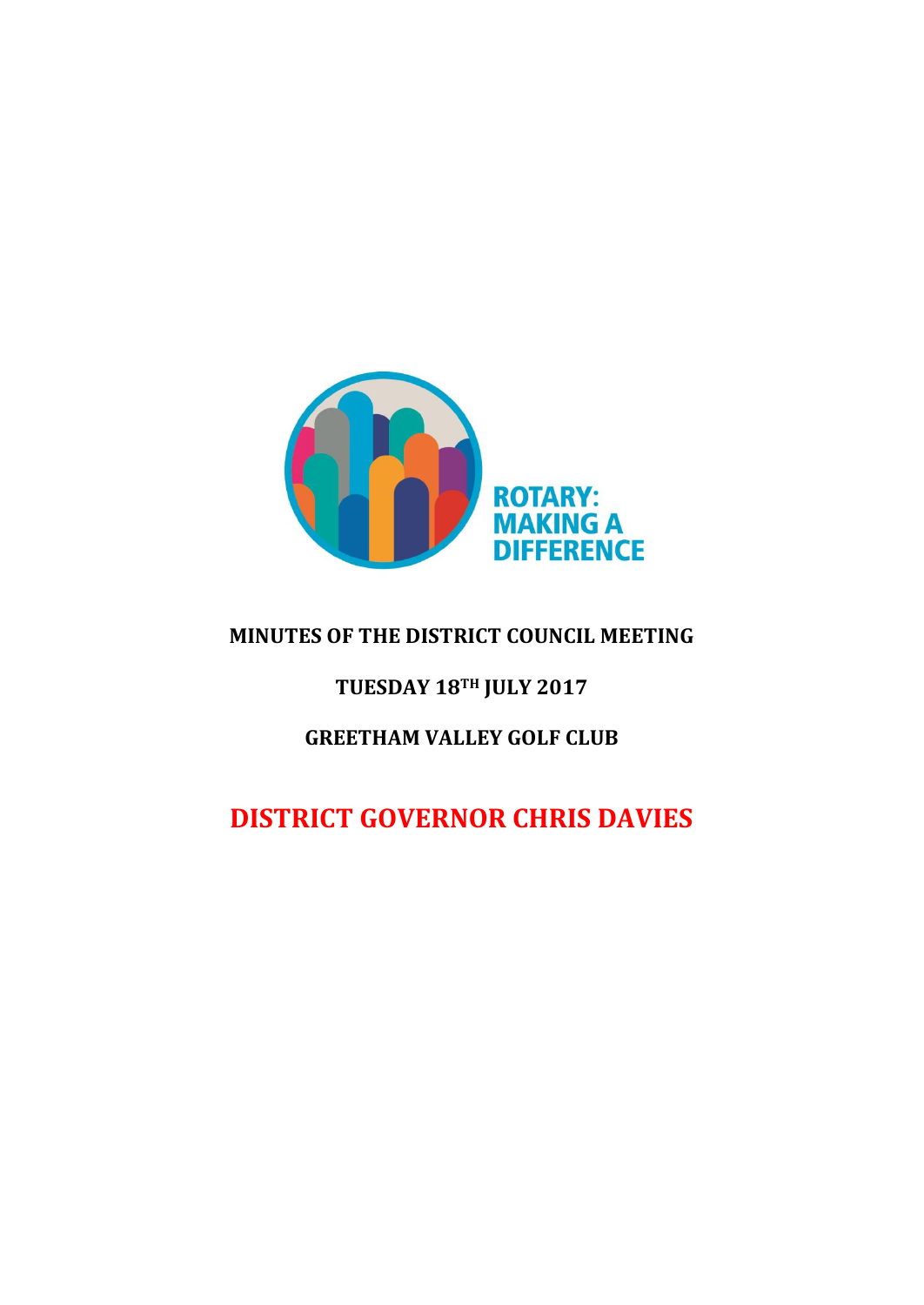ROTARY: MAKING A DIFFERENCE

# MINUTES OF THE DISTRICT COUNCIL MEETING

## TUESDAY 18TH JULY 2017

## GREETHAM VALLEY GOLF CLUB

# DISTRICT GOVERNOR CHRIS DAVIES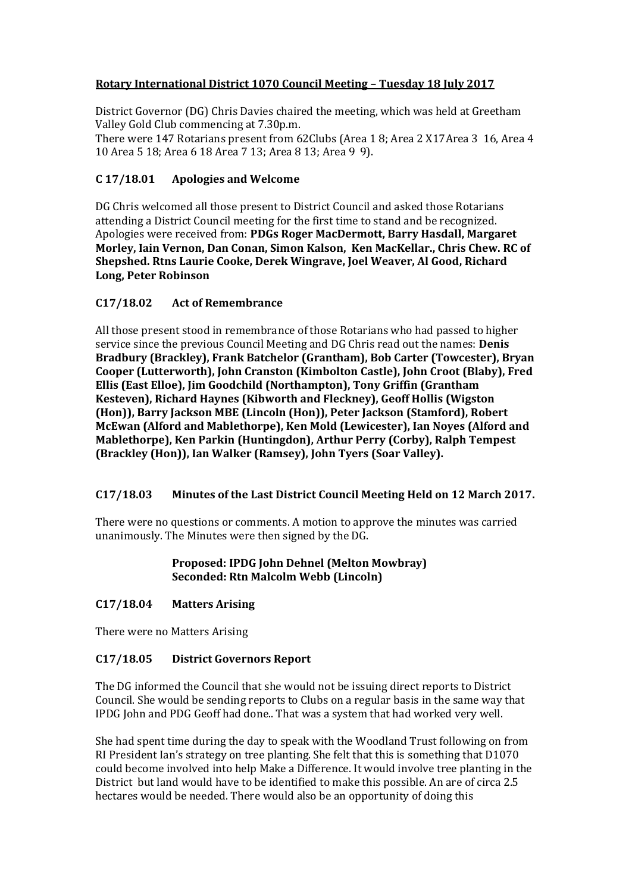**Rotary International District 1070 Council Meeting – Tuesday 18 July 2017**

District Governor (DG) Chris Davies chaired the meeting, which was held at Greetham Valley Gold Club commencing at 7.30p.m.
There were 147 Rotarians present from 62Clubs (Area 1 8; Area 2 X17Area 3 16, Area 4 10 Area 5 18; Area 6 18 Area 7 13; Area 8 13; Area 9 9).

## C 17/18.01 Apologies and Welcome

DG Chris welcomed all those present to District Council and asked those Rotarians attending a District Council meeting for the first time to stand and be recognized.
Apologies were received from: **PDGs Roger MacDermott, Barry Hasdall, Margaret Morley, Iain Vernon, Dan Conan, Simon Kalson, Ken MacKellar., Chris Chew. RC of Shepshed. Rtns Laurie Cooke, Derek Wingrave, Joel Weaver, Al Good, Richard Long, Peter Robinson**

## C17/18.02 Act of Remembrance

All those present stood in remembrance of those Rotarians who had passed to higher service since the previous Council Meeting and DG Chris read out the names: **Denis Bradbury (Brackley), Frank Batchelor (Grantham), Bob Carter (Towcester), Bryan Cooper (Lutterworth), John Cranston (Kimbolton Castle), John Croot (Blaby), Fred Ellis (East Elloe), Jim Goodchild (Northampton), Tony Griffin (Grantham Kesteven), Richard Haynes (Kibworth and Fleckney), Geoff Hollis (Wigston (Hon)), Barry Jackson MBE (Lincoln (Hon)), Peter Jackson (Stamford), Robert McEwan (Alford and Mablethorpe), Ken Mold (Lewicester), Ian Noyes (Alford and Mablethorpe), Ken Parkin (Huntingdon), Arthur Perry (Corby), Ralph Tempest (Brackley (Hon)), Ian Walker (Ramsey), John Tyers (Soar Valley).**

## C17/18.03 Minutes of the Last District Council Meeting Held on 12 March 2017.

There were no questions or comments. A motion to approve the minutes was carried unanimously. The Minutes were then signed by the DG.

**Proposed: IPDG John Dehnel (Melton Mowbray)**
**Seconded: Rtn Malcolm Webb (Lincoln)**

## C17/18.04 Matters Arising

There were no Matters Arising

## C17/18.05 District Governors Report

The DG informed the Council that she would not be issuing direct reports to District Council. She would be sending reports to Clubs on a regular basis in the same way that IPDG John and PDG Geoff had done.. That was a system that had worked very well.

She had spent time during the day to speak with the Woodland Trust following on from RI President Ian's strategy on tree planting. She felt that this is something that D1070 could become involved into help Make a Difference. It would involve tree planting in the District but land would have to be identified to make this possible. An are of circa 2.5 hectares would be needed. There would also be an opportunity of doing this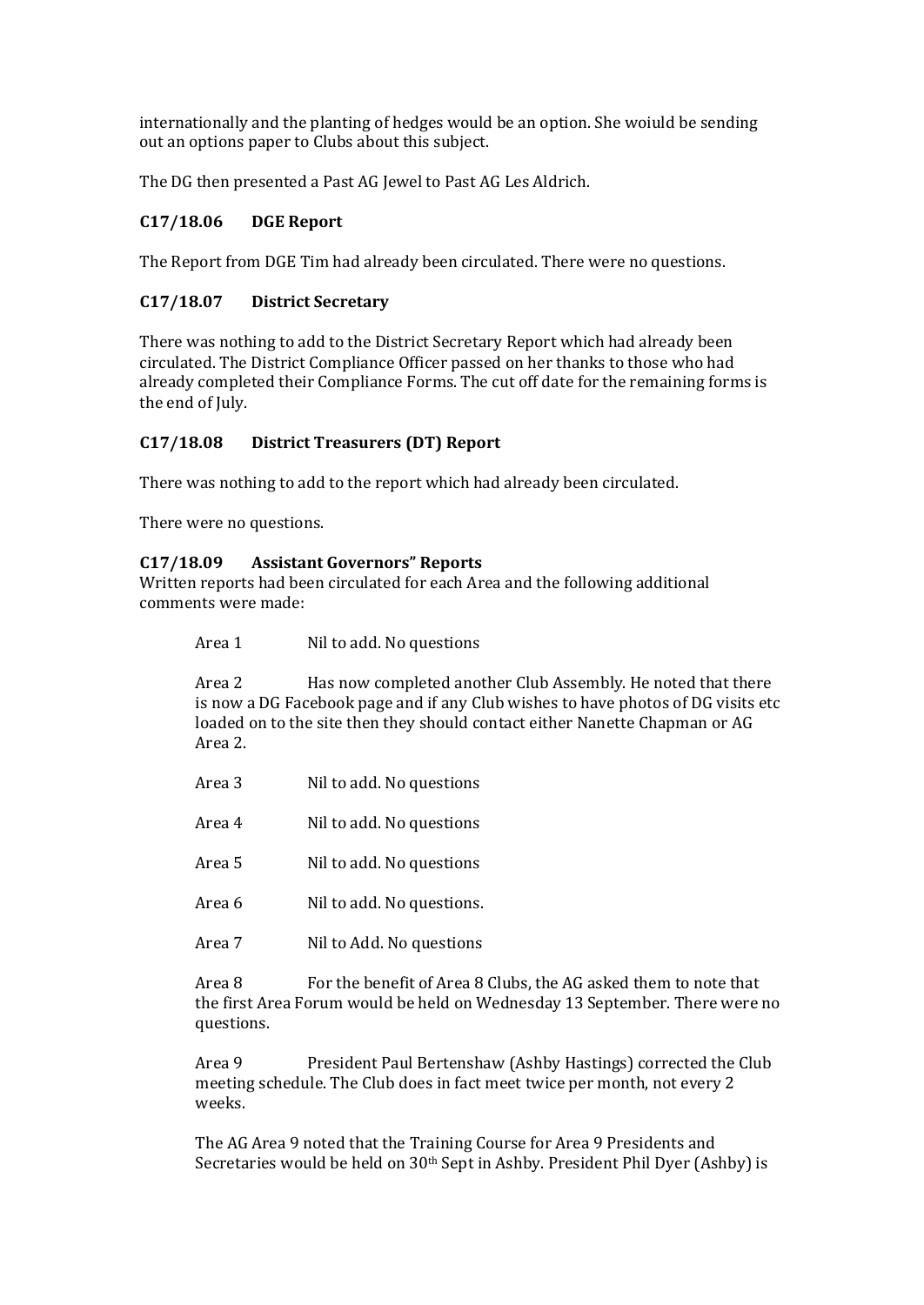internationally and the planting of hedges would be an option. She woiuld be sending out an options paper to Clubs about this subject.

The DG then presented a Past AG Jewel to Past AG Les Aldrich.

### C17/18.06 DGE Report

The Report from DGE Tim had already been circulated. There were no questions.

### C17/18.07 District Secretary

There was nothing to add to the District Secretary Report which had already been circulated. The District Compliance Officer passed on her thanks to those who had already completed their Compliance Forms. The cut off date for the remaining forms is the end of July.

### C17/18.08 District Treasurers (DT) Report

There was nothing to add to the report which had already been circulated.

There were no questions.

### C17/18.09 Assistant Governors" Reports

Written reports had been circulated for each Area and the following additional comments were made:

Area 1 Nil to add. No questions

Area 2 Has now completed another Club Assembly. He noted that there is now a DG Facebook page and if any Club wishes to have photos of DG visits etc loaded on to the site then they should contact either Nanette Chapman or AG Area 2.

Area 3 Nil to add. No questions

Area 4 Nil to add. No questions

Area 5 Nil to add. No questions

Area 6 Nil to add. No questions.

Area 7 Nil to Add. No questions

Area 8 For the benefit of Area 8 Clubs, the AG asked them to note that the first Area Forum would be held on Wednesday 13 September. There were no questions.

Area 9 President Paul Bertenshaw (Ashby Hastings) corrected the Club meeting schedule. The Club does in fact meet twice per month, not every 2 weeks.

The AG Area 9 noted that the Training Course for Area 9 Presidents and Secretaries would be held on 30th Sept in Ashby. President Phil Dyer (Ashby) is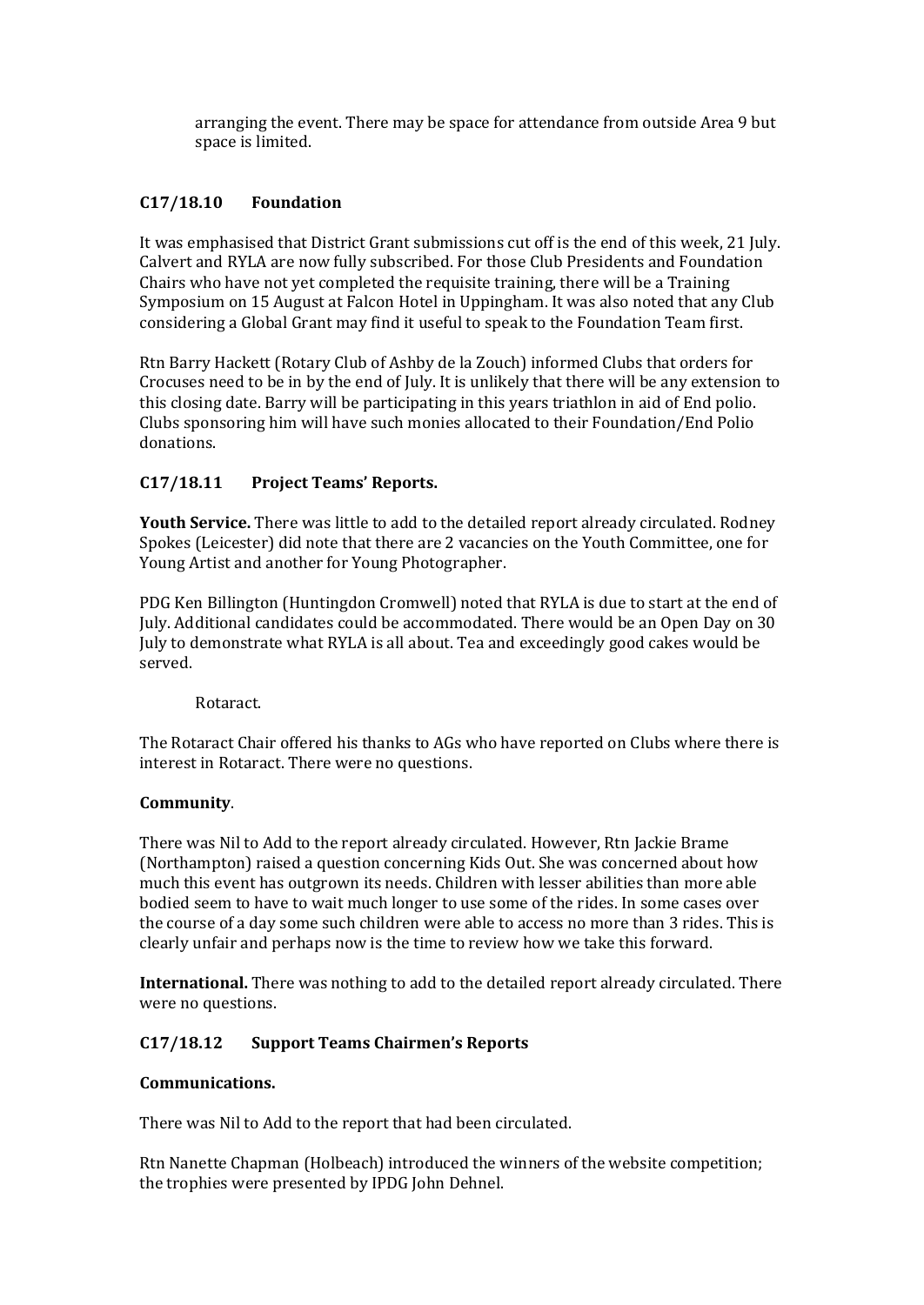arranging the event. There may be space for attendance from outside Area 9 but space is limited.

### C17/18.10 Foundation

It was emphasised that District Grant submissions cut off is the end of this week, 21 July. Calvert and RYLA are now fully subscribed. For those Club Presidents and Foundation Chairs who have not yet completed the requisite training, there will be a Training Symposium on 15 August at Falcon Hotel in Uppingham. It was also noted that any Club considering a Global Grant may find it useful to speak to the Foundation Team first.

Rtn Barry Hackett (Rotary Club of Ashby de la Zouch) informed Clubs that orders for Crocuses need to be in by the end of July. It is unlikely that there will be any extension to this closing date. Barry will be participating in this years triathlon in aid of End polio. Clubs sponsoring him will have such monies allocated to their Foundation/End Polio donations.

### C17/18.11 Project Teams' Reports.

**Youth Service.** There was little to add to the detailed report already circulated. Rodney Spokes (Leicester) did note that there are 2 vacancies on the Youth Committee, one for Young Artist and another for Young Photographer.

PDG Ken Billington (Huntingdon Cromwell) noted that RYLA is due to start at the end of July. Additional candidates could be accommodated. There would be an Open Day on 30 July to demonstrate what RYLA is all about. Tea and exceedingly good cakes would be served.

Rotaract.

The Rotaract Chair offered his thanks to AGs who have reported on Clubs where there is interest in Rotaract. There were no questions.

**Community**.

There was Nil to Add to the report already circulated. However, Rtn Jackie Brame (Northampton) raised a question concerning Kids Out. She was concerned about how much this event has outgrown its needs. Children with lesser abilities than more able bodied seem to have to wait much longer to use some of the rides. In some cases over the course of a day some such children were able to access no more than 3 rides. This is clearly unfair and perhaps now is the time to review how we take this forward.

**International.** There was nothing to add to the detailed report already circulated. There were no questions.

### C17/18.12 Support Teams Chairmen's Reports

**Communications.**

There was Nil to Add to the report that had been circulated.

Rtn Nanette Chapman (Holbeach) introduced the winners of the website competition; the trophies were presented by IPDG John Dehnel.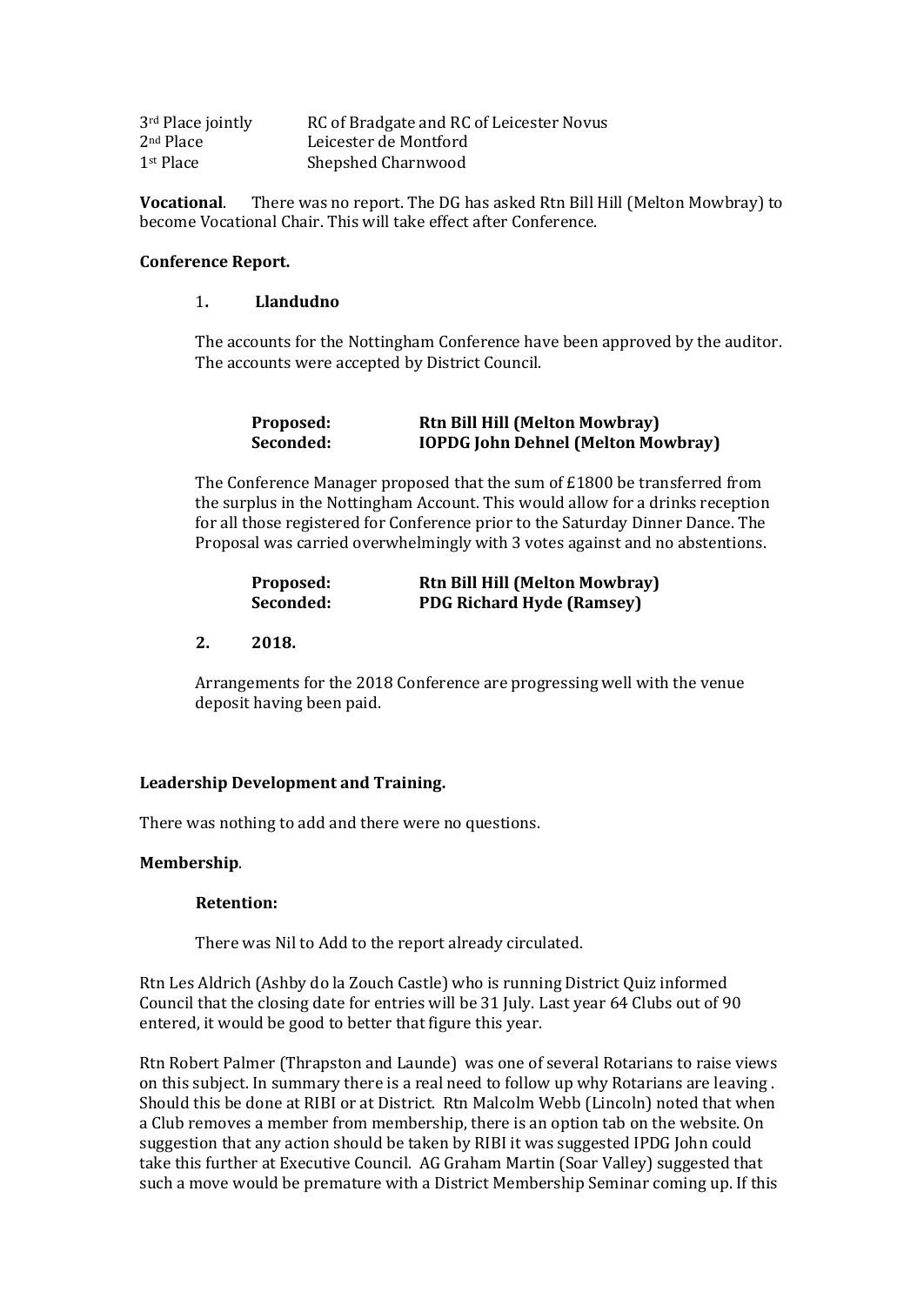| | |
|---|---|
| 3rd Place jointly | RC of Bradgate and RC of Leicester Novus |
| 2nd Place | Leicester de Montford |
| 1st Place | Shepshed Charnwood |

**Vocational**. There was no report. The DG has asked Rtn Bill Hill (Melton Mowbray) to become Vocational Chair. This will take effect after Conference.

**Conference Report.**

1. **Llandudno**

The accounts for the Nottingham Conference have been approved by the auditor. The accounts were accepted by District Council.

| | |
|---|---|
| **Proposed:** | **Rtn Bill Hill (Melton Mowbray)** |
| **Seconded:** | **IOPDG John Dehnel (Melton Mowbray)** |

The Conference Manager proposed that the sum of £1800 be transferred from the surplus in the Nottingham Account. This would allow for a drinks reception for all those registered for Conference prior to the Saturday Dinner Dance. The Proposal was carried overwhelmingly with 3 votes against and no abstentions.

| | |
|---|---|
| **Proposed:** | **Rtn Bill Hill (Melton Mowbray)** |
| **Seconded:** | **PDG Richard Hyde (Ramsey)** |

2. **2018.**

Arrangements for the 2018 Conference are progressing well with the venue deposit having been paid.

**Leadership Development and Training.**

There was nothing to add and there were no questions.

**Membership**.

**Retention:**

There was Nil to Add to the report already circulated.

Rtn Les Aldrich (Ashby do la Zouch Castle) who is running District Quiz informed Council that the closing date for entries will be 31 July. Last year 64 Clubs out of 90 entered, it would be good to better that figure this year.

Rtn Robert Palmer (Thrapston and Launde) was one of several Rotarians to raise views on this subject. In summary there is a real need to follow up why Rotarians are leaving . Should this be done at RIBI or at District. Rtn Malcolm Webb (Lincoln) noted that when a Club removes a member from membership, there is an option tab on the website. On suggestion that any action should be taken by RIBI it was suggested IPDG John could take this further at Executive Council. AG Graham Martin (Soar Valley) suggested that such a move would be premature with a District Membership Seminar coming up. If this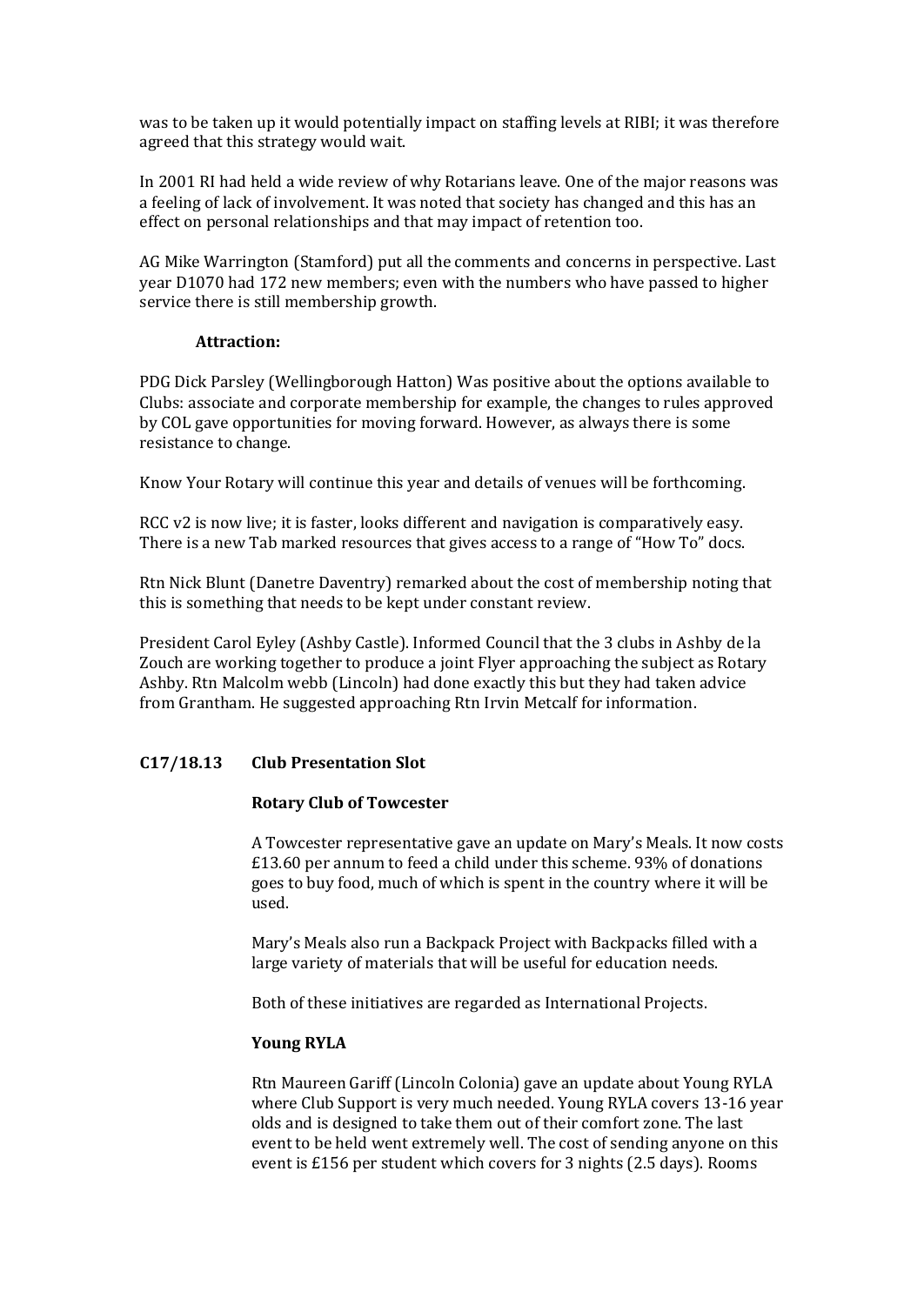was to be taken up it would potentially impact on staffing levels at RIBI; it was therefore agreed that this strategy would wait.

In 2001 RI had held a wide review of why Rotarians leave. One of the major reasons was a feeling of lack of involvement. It was noted that society has changed and this has an effect on personal relationships and that may impact of retention too.

AG Mike Warrington (Stamford) put all the comments and concerns in perspective. Last year D1070 had 172 new members; even with the numbers who have passed to higher service there is still membership growth.

**Attraction:**

PDG Dick Parsley (Wellingborough Hatton) Was positive about the options available to Clubs: associate and corporate membership for example, the changes to rules approved by COL gave opportunities for moving forward. However, as always there is some resistance to change.

Know Your Rotary will continue this year and details of venues will be forthcoming.

RCC v2 is now live; it is faster, looks different and navigation is comparatively easy. There is a new Tab marked resources that gives access to a range of "How To" docs.

Rtn Nick Blunt (Danetre Daventry) remarked about the cost of membership noting that this is something that needs to be kept under constant review.

President Carol Eyley (Ashby Castle). Informed Council that the 3 clubs in Ashby de la Zouch are working together to produce a joint Flyer approaching the subject as Rotary Ashby. Rtn Malcolm webb (Lincoln) had done exactly this but they had taken advice from Grantham. He suggested approaching Rtn Irvin Metcalf for information.

## C17/18.13 Club Presentation Slot

### Rotary Club of Towcester

A Towcester representative gave an update on Mary's Meals. It now costs £13.60 per annum to feed a child under this scheme. 93% of donations goes to buy food, much of which is spent in the country where it will be used.

Mary's Meals also run a Backpack Project with Backpacks filled with a large variety of materials that will be useful for education needs.

Both of these initiatives are regarded as International Projects.

### Young RYLA

Rtn Maureen Gariff (Lincoln Colonia) gave an update about Young RYLA where Club Support is very much needed. Young RYLA covers 13-16 year olds and is designed to take them out of their comfort zone. The last event to be held went extremely well. The cost of sending anyone on this event is £156 per student which covers for 3 nights (2.5 days). Rooms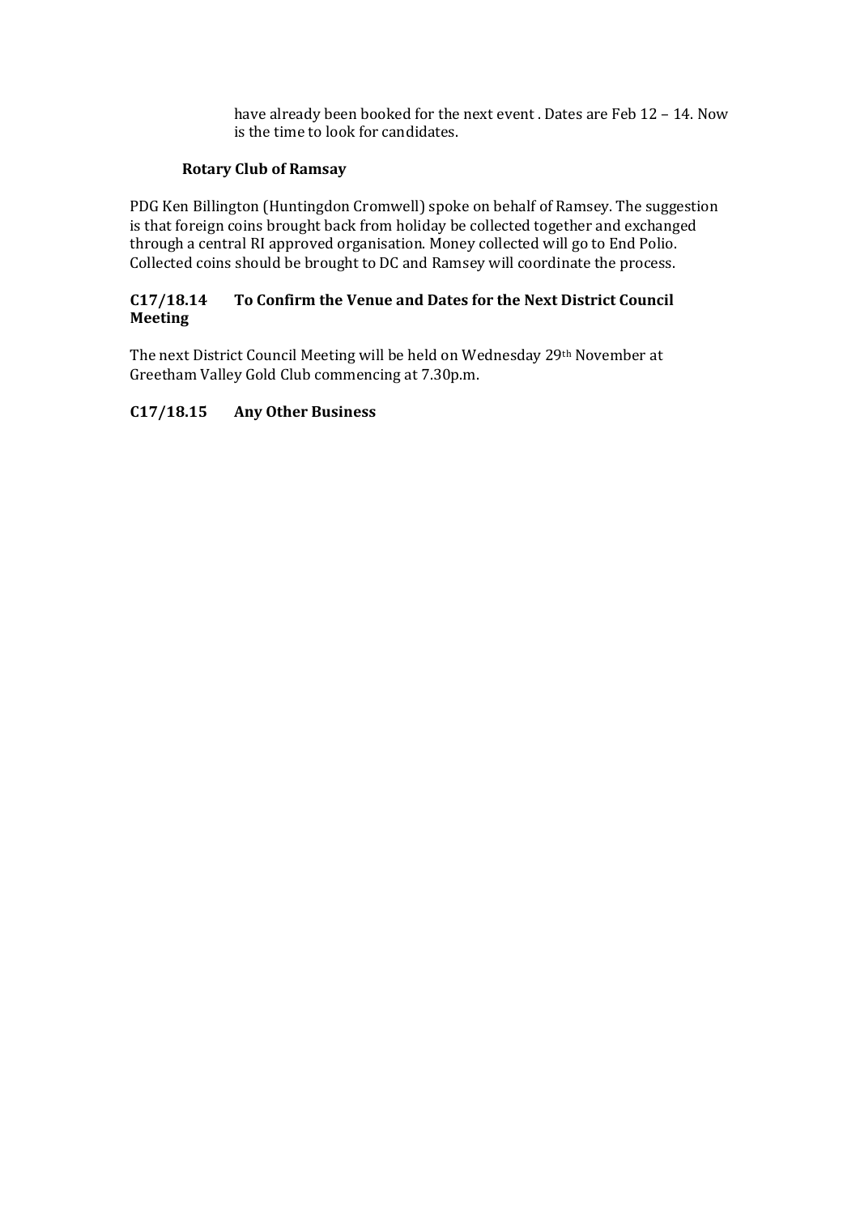have already been booked for the next event . Dates are Feb 12 – 14. Now is the time to look for candidates.

**Rotary Club of Ramsay**

PDG Ken Billington (Huntingdon Cromwell) spoke on behalf of Ramsey. The suggestion is that foreign coins brought back from holiday be collected together and exchanged through a central RI approved organisation. Money collected will go to End Polio. Collected coins should be brought to DC and Ramsey will coordinate the process.

### C17/18.14 To Confirm the Venue and Dates for the Next District Council Meeting

The next District Council Meeting will be held on Wednesday 29th November at Greetham Valley Gold Club commencing at 7.30p.m.

### C17/18.15 Any Other Business